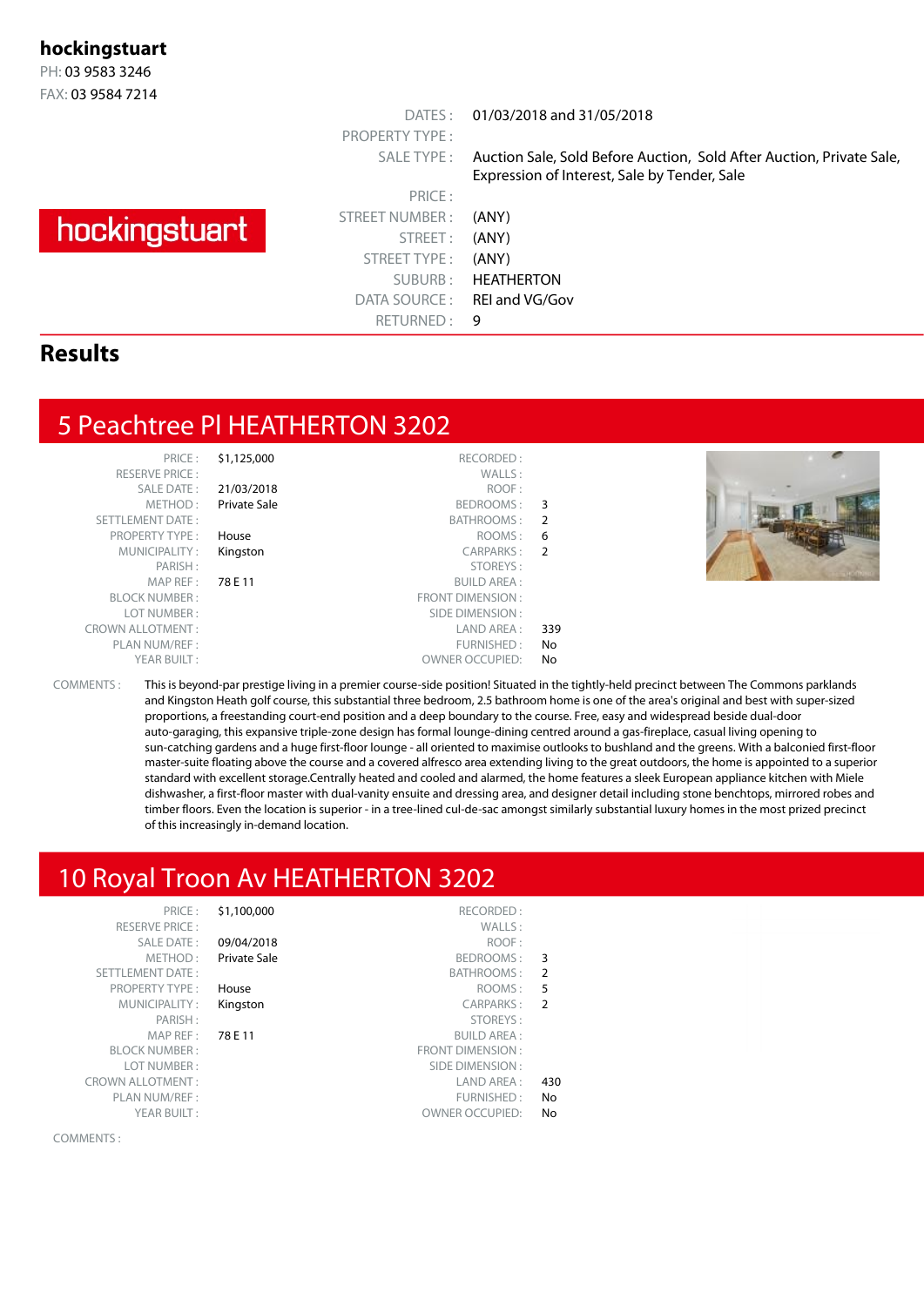**hockingstuart**
PH: 03 9583 3246
FAX: 03 9584 7214

hockingstuart

| | |
|---|---|
| DATES : | 01/03/2018 and 31/05/2018 |
| PROPERTY TYPE : | |
| SALE TYPE : | Auction Sale, Sold Before Auction, Sold After Auction, Private Sale, Expression of Interest, Sale by Tender, Sale |
| PRICE : | |
| STREET NUMBER : | (ANY) |
| STREET : | (ANY) |
| STREET TYPE : | (ANY) |
| SUBURB : | HEATHERTON |
| DATA SOURCE : | REI and VG/Gov |
| RETURNED : | 9 |

## Results

## 5 Peachtree Pl HEATHERTON 3202

| | | | |
|---|---|---|---|
| PRICE : | $1,125,000 | RECORDED : | |
| RESERVE PRICE : | | WALLS : | |
| SALE DATE : | 21/03/2018 | ROOF : | |
| METHOD : | Private Sale | BEDROOMS : | 3 |
| SETTLEMENT DATE : | | BATHROOMS : | 2 |
| PROPERTY TYPE : | House | ROOMS : | 6 |
| MUNICIPALITY : | Kingston | CARPARKS : | 2 |
| PARISH : | | STOREYS : | |
| MAP REF : | 78 E 11 | BUILD AREA : | |
| BLOCK NUMBER : | | FRONT DIMENSION : | |
| LOT NUMBER : | | SIDE DIMENSION : | |
| CROWN ALLOTMENT : | | LAND AREA : | 339 |
| PLAN NUM/REF : | | FURNISHED : | No |
| YEAR BUILT : | | OWNER OCCUPIED: | No |

COMMENTS : This is beyond-par prestige living in a premier course-side position! Situated in the tightly-held precinct between The Commons parklands and Kingston Heath golf course, this substantial three bedroom, 2.5 bathroom home is one of the area's original and best with super-sized proportions, a freestanding court-end position and a deep boundary to the course. Free, easy and widespread beside dual-door auto-garaging, this expansive triple-zone design has formal lounge-dining centred around a gas-fireplace, casual living opening to sun-catching gardens and a huge first-floor lounge - all oriented to maximise outlooks to bushland and the greens. With a balconied first-floor master-suite floating above the course and a covered alfresco area extending living to the great outdoors, the home is appointed to a superior standard with excellent storage.Centrally heated and cooled and alarmed, the home features a sleek European appliance kitchen with Miele dishwasher, a first-floor master with dual-vanity ensuite and dressing area, and designer detail including stone benchtops, mirrored robes and timber floors. Even the location is superior - in a tree-lined cul-de-sac amongst similarly substantial luxury homes in the most prized precinct of this increasingly in-demand location.

## 10 Royal Troon Av HEATHERTON 3202

| | | | |
|---|---|---|---|
| PRICE : | $1,100,000 | RECORDED : | |
| RESERVE PRICE : | | WALLS : | |
| SALE DATE : | 09/04/2018 | ROOF : | |
| METHOD : | Private Sale | BEDROOMS : | 3 |
| SETTLEMENT DATE : | | BATHROOMS : | 2 |
| PROPERTY TYPE : | House | ROOMS : | 5 |
| MUNICIPALITY : | Kingston | CARPARKS : | 2 |
| PARISH : | | STOREYS : | |
| MAP REF : | 78 E 11 | BUILD AREA : | |
| BLOCK NUMBER : | | FRONT DIMENSION : | |
| LOT NUMBER : | | SIDE DIMENSION : | |
| CROWN ALLOTMENT : | | LAND AREA : | 430 |
| PLAN NUM/REF : | | FURNISHED : | No |
| YEAR BUILT : | | OWNER OCCUPIED: | No |

COMMENTS :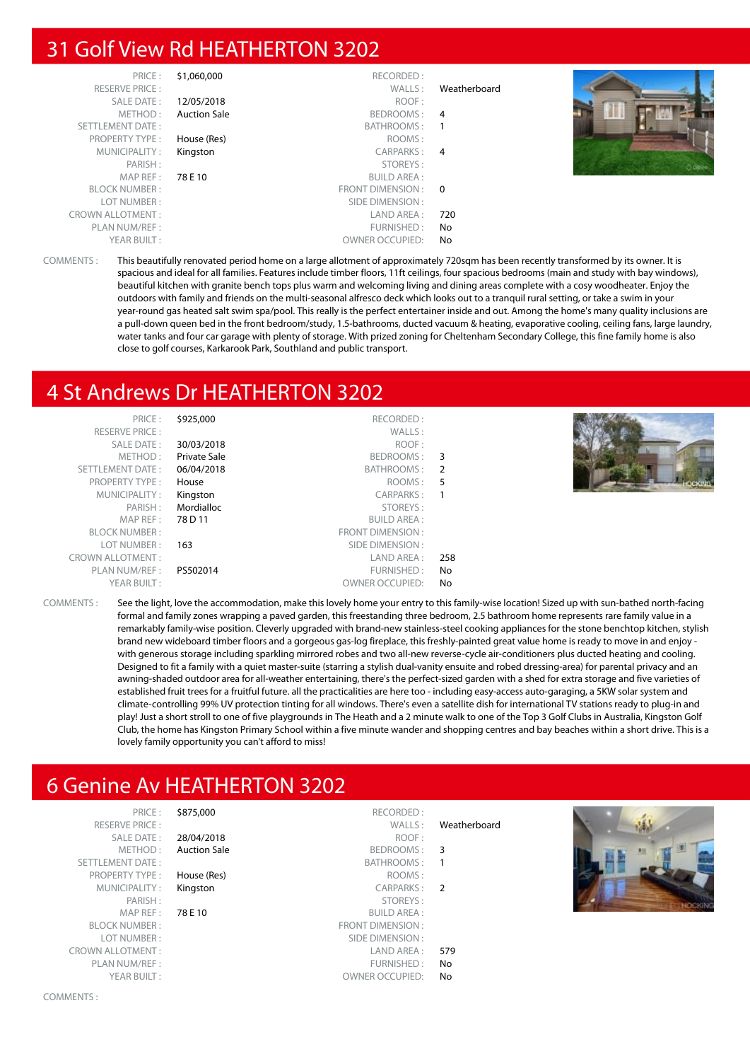## 31 Golf View Rd HEATHERTON 3202

| | | | |
|---|---|---|---|
| PRICE : | $1,060,000 | RECORDED : | |
| RESERVE PRICE : | | WALLS : | Weatherboard |
| SALE DATE : | 12/05/2018 | ROOF : | |
| METHOD : | Auction Sale | BEDROOMS : | 4 |
| SETTLEMENT DATE : | | BATHROOMS : | 1 |
| PROPERTY TYPE : | House (Res) | ROOMS : | |
| MUNICIPALITY : | Kingston | CARPARKS : | 4 |
| PARISH : | | STOREYS : | |
| MAP REF : | 78 E 10 | BUILD AREA : | |
| BLOCK NUMBER : | | FRONT DIMENSION : | 0 |
| LOT NUMBER : | | SIDE DIMENSION : | |
| CROWN ALLOTMENT : | | LAND AREA : | 720 |
| PLAN NUM/REF : | | FURNISHED : | No |
| YEAR BUILT : | | OWNER OCCUPIED: | No |

COMMENTS : This beautifully renovated period home on a large allotment of approximately 720sqm has been recently transformed by its owner. It is spacious and ideal for all families. Features include timber floors, 11ft ceilings, four spacious bedrooms (main and study with bay windows), beautiful kitchen with granite bench tops plus warm and welcoming living and dining areas complete with a cosy woodheater. Enjoy the outdoors with family and friends on the multi-seasonal alfresco deck which looks out to a tranquil rural setting, or take a swim in your year-round gas heated salt swim spa/pool. This really is the perfect entertainer inside and out. Among the home's many quality inclusions are a pull-down queen bed in the front bedroom/study, 1.5-bathrooms, ducted vacuum & heating, evaporative cooling, ceiling fans, large laundry, water tanks and four car garage with plenty of storage. With prized zoning for Cheltenham Secondary College, this fine family home is also close to golf courses, Karkarook Park, Southland and public transport.

## 4 St Andrews Dr HEATHERTON 3202

| | | | |
|---|---|---|---|
| PRICE : | $925,000 | RECORDED : | |
| RESERVE PRICE : | | WALLS : | |
| SALE DATE : | 30/03/2018 | ROOF : | |
| METHOD : | Private Sale | BEDROOMS : | 3 |
| SETTLEMENT DATE : | 06/04/2018 | BATHROOMS : | 2 |
| PROPERTY TYPE : | House | ROOMS : | 5 |
| MUNICIPALITY : | Kingston | CARPARKS : | 1 |
| PARISH : | Mordialloc | STOREYS : | |
| MAP REF : | 78 D 11 | BUILD AREA : | |
| BLOCK NUMBER : | | FRONT DIMENSION : | |
| LOT NUMBER : | 163 | SIDE DIMENSION : | |
| CROWN ALLOTMENT : | | LAND AREA : | 258 |
| PLAN NUM/REF : | PS502014 | FURNISHED : | No |
| YEAR BUILT : | | OWNER OCCUPIED: | No |

COMMENTS : See the light, love the accommodation, make this lovely home your entry to this family-wise location! Sized up with sun-bathed north-facing formal and family zones wrapping a paved garden, this freestanding three bedroom, 2.5 bathroom home represents rare family value in a remarkably family-wise position. Cleverly upgraded with brand-new stainless-steel cooking appliances for the stone benchtop kitchen, stylish brand new wideboard timber floors and a gorgeous gas-log fireplace, this freshly-painted great value home is ready to move in and enjoy - with generous storage including sparkling mirrored robes and two all-new reverse-cycle air-conditioners plus ducted heating and cooling. Designed to fit a family with a quiet master-suite (starring a stylish dual-vanity ensuite and robed dressing-area) for parental privacy and an awning-shaded outdoor area for all-weather entertaining, there's the perfect-sized garden with a shed for extra storage and five varieties of established fruit trees for a fruitful future. all the practicalities are here too - including easy-access auto-garaging, a 5KW solar system and climate-controlling 99% UV protection tinting for all windows. There's even a satellite dish for international TV stations ready to plug-in and play! Just a short stroll to one of five playgrounds in The Heath and a 2 minute walk to one of the Top 3 Golf Clubs in Australia, Kingston Golf Club, the home has Kingston Primary School within a five minute wander and shopping centres and bay beaches within a short drive. This is a lovely family opportunity you can't afford to miss!

## 6 Genine Av HEATHERTON 3202

| | | | |
|---|---|---|---|
| PRICE : | $875,000 | RECORDED : | |
| RESERVE PRICE : | | WALLS : | Weatherboard |
| SALE DATE : | 28/04/2018 | ROOF : | |
| METHOD : | Auction Sale | BEDROOMS : | 3 |
| SETTLEMENT DATE : | | BATHROOMS : | 1 |
| PROPERTY TYPE : | House (Res) | ROOMS : | |
| MUNICIPALITY : | Kingston | CARPARKS : | 2 |
| PARISH : | | STOREYS : | |
| MAP REF : | 78 E 10 | BUILD AREA : | |
| BLOCK NUMBER : | | FRONT DIMENSION : | |
| LOT NUMBER : | | SIDE DIMENSION : | |
| CROWN ALLOTMENT : | | LAND AREA : | 579 |
| PLAN NUM/REF : | | FURNISHED : | No |
| YEAR BUILT : | | OWNER OCCUPIED: | No |

COMMENTS :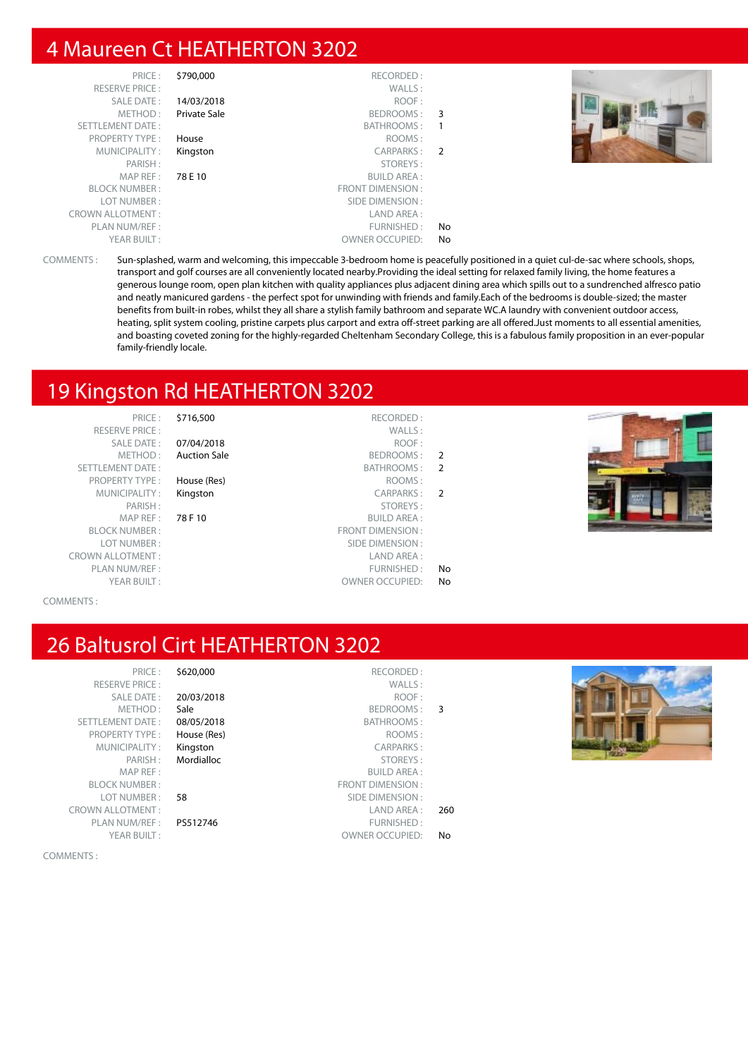## 4 Maureen Ct HEATHERTON 3202

| | | | |
|---|---|---|---|
| PRICE : | $790,000 | RECORDED : | |
| RESERVE PRICE : | | WALLS : | |
| SALE DATE : | 14/03/2018 | ROOF : | |
| METHOD : | Private Sale | BEDROOMS : | 3 |
| SETTLEMENT DATE : | | BATHROOMS : | 1 |
| PROPERTY TYPE : | House | ROOMS : | |
| MUNICIPALITY : | Kingston | CARPARKS : | 2 |
| PARISH : | | STOREYS : | |
| MAP REF : | 78 E 10 | BUILD AREA : | |
| BLOCK NUMBER : | | FRONT DIMENSION : | |
| LOT NUMBER : | | SIDE DIMENSION : | |
| CROWN ALLOTMENT : | | LAND AREA : | |
| PLAN NUM/REF : | | FURNISHED : | No |
| YEAR BUILT : | | OWNER OCCUPIED: | No |

COMMENTS : Sun-splashed, warm and welcoming, this impeccable 3-bedroom home is peacefully positioned in a quiet cul-de-sac where schools, shops, transport and golf courses are all conveniently located nearby.Providing the ideal setting for relaxed family living, the home features a generous lounge room, open plan kitchen with quality appliances plus adjacent dining area which spills out to a sundrenched alfresco patio and neatly manicured gardens - the perfect spot for unwinding with friends and family.Each of the bedrooms is double-sized; the master benefits from built-in robes, whilst they all share a stylish family bathroom and separate WC.A laundry with convenient outdoor access, heating, split system cooling, pristine carpets plus carport and extra off-street parking are all offered.Just moments to all essential amenities, and boasting coveted zoning for the highly-regarded Cheltenham Secondary College, this is a fabulous family proposition in an ever-popular family-friendly locale.

## 19 Kingston Rd HEATHERTON 3202

| | | | |
|---|---|---|---|
| PRICE : | $716,500 | RECORDED : | |
| RESERVE PRICE : | | WALLS : | |
| SALE DATE : | 07/04/2018 | ROOF : | |
| METHOD : | Auction Sale | BEDROOMS : | 2 |
| SETTLEMENT DATE : | | BATHROOMS : | 2 |
| PROPERTY TYPE : | House (Res) | ROOMS : | |
| MUNICIPALITY : | Kingston | CARPARKS : | 2 |
| PARISH : | | STOREYS : | |
| MAP REF : | 78 F 10 | BUILD AREA : | |
| BLOCK NUMBER : | | FRONT DIMENSION : | |
| LOT NUMBER : | | SIDE DIMENSION : | |
| CROWN ALLOTMENT : | | LAND AREA : | |
| PLAN NUM/REF : | | FURNISHED : | No |
| YEAR BUILT : | | OWNER OCCUPIED: | No |

COMMENTS :

## 26 Baltusrol Cirt HEATHERTON 3202

| | | | |
|---|---|---|---|
| PRICE : | $620,000 | RECORDED : | |
| RESERVE PRICE : | | WALLS : | |
| SALE DATE : | 20/03/2018 | ROOF : | |
| METHOD : | Sale | BEDROOMS : | 3 |
| SETTLEMENT DATE : | 08/05/2018 | BATHROOMS : | |
| PROPERTY TYPE : | House (Res) | ROOMS : | |
| MUNICIPALITY : | Kingston | CARPARKS : | |
| PARISH : | Mordialloc | STOREYS : | |
| MAP REF : | | BUILD AREA : | |
| BLOCK NUMBER : | | FRONT DIMENSION : | |
| LOT NUMBER : | 58 | SIDE DIMENSION : | |
| CROWN ALLOTMENT : | | LAND AREA : | 260 |
| PLAN NUM/REF : | PS512746 | FURNISHED : | |
| YEAR BUILT : | | OWNER OCCUPIED: | No |

COMMENTS :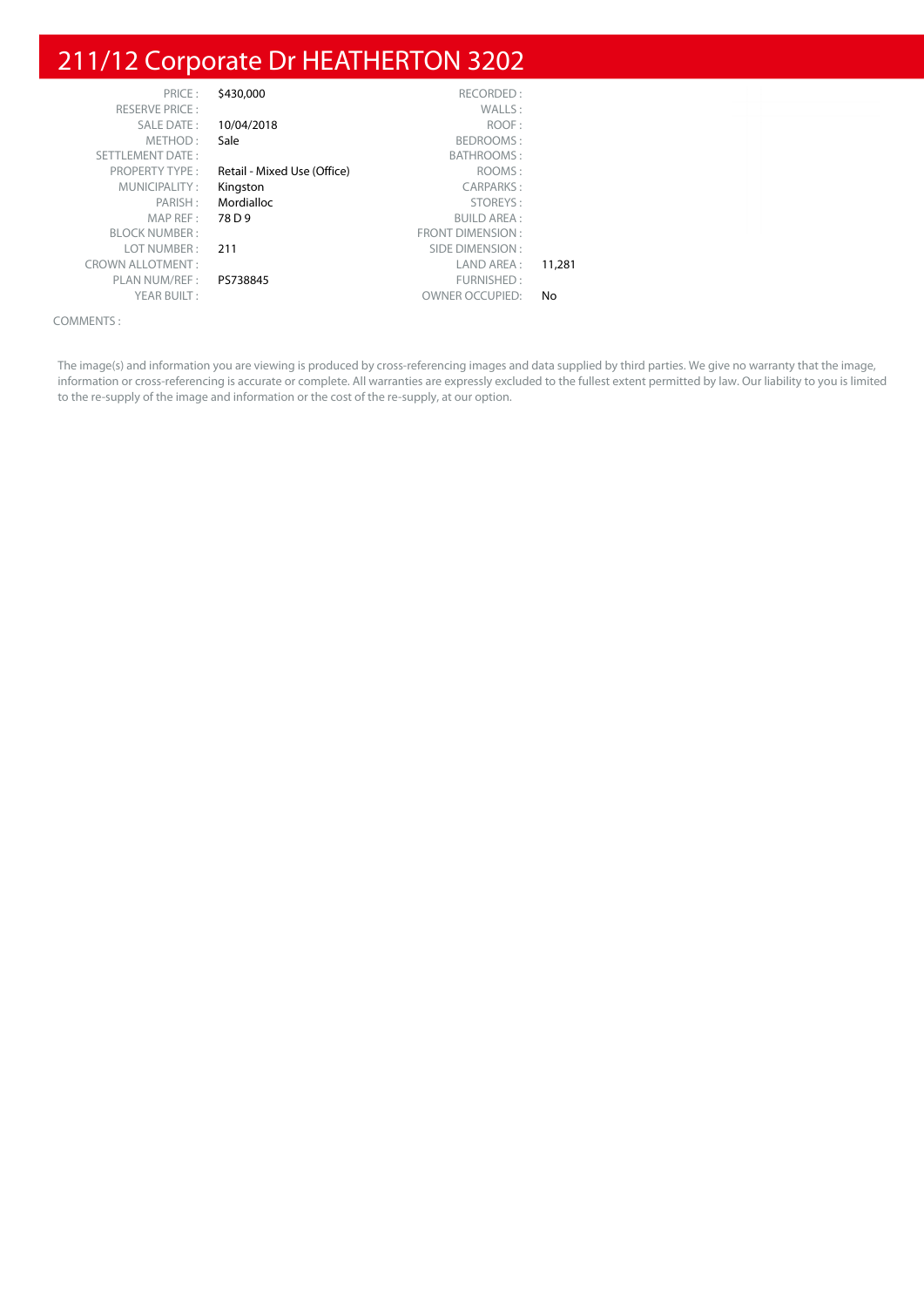# 211/12 Corporate Dr HEATHERTON 3202

| | | | |
|---|---|---|---|
| PRICE : | $430,000 | RECORDED : | |
| RESERVE PRICE : | | WALLS : | |
| SALE DATE : | 10/04/2018 | ROOF : | |
| METHOD : | Sale | BEDROOMS : | |
| SETTLEMENT DATE : | | BATHROOMS : | |
| PROPERTY TYPE : | Retail - Mixed Use (Office) | ROOMS : | |
| MUNICIPALITY : | Kingston | CARPARKS : | |
| PARISH : | Mordialloc | STOREYS : | |
| MAP REF : | 78 D 9 | BUILD AREA : | |
| BLOCK NUMBER : | | FRONT DIMENSION : | |
| LOT NUMBER : | 211 | SIDE DIMENSION : | |
| CROWN ALLOTMENT : | | LAND AREA : | 11,281 |
| PLAN NUM/REF : | PS738845 | FURNISHED : | |
| YEAR BUILT : | | OWNER OCCUPIED: | No |

COMMENTS :

The image(s) and information you are viewing is produced by cross-referencing images and data supplied by third parties. We give no warranty that the image, information or cross-referencing is accurate or complete. All warranties are expressly excluded to the fullest extent permitted by law. Our liability to you is limited to the re-supply of the image and information or the cost of the re-supply, at our option.